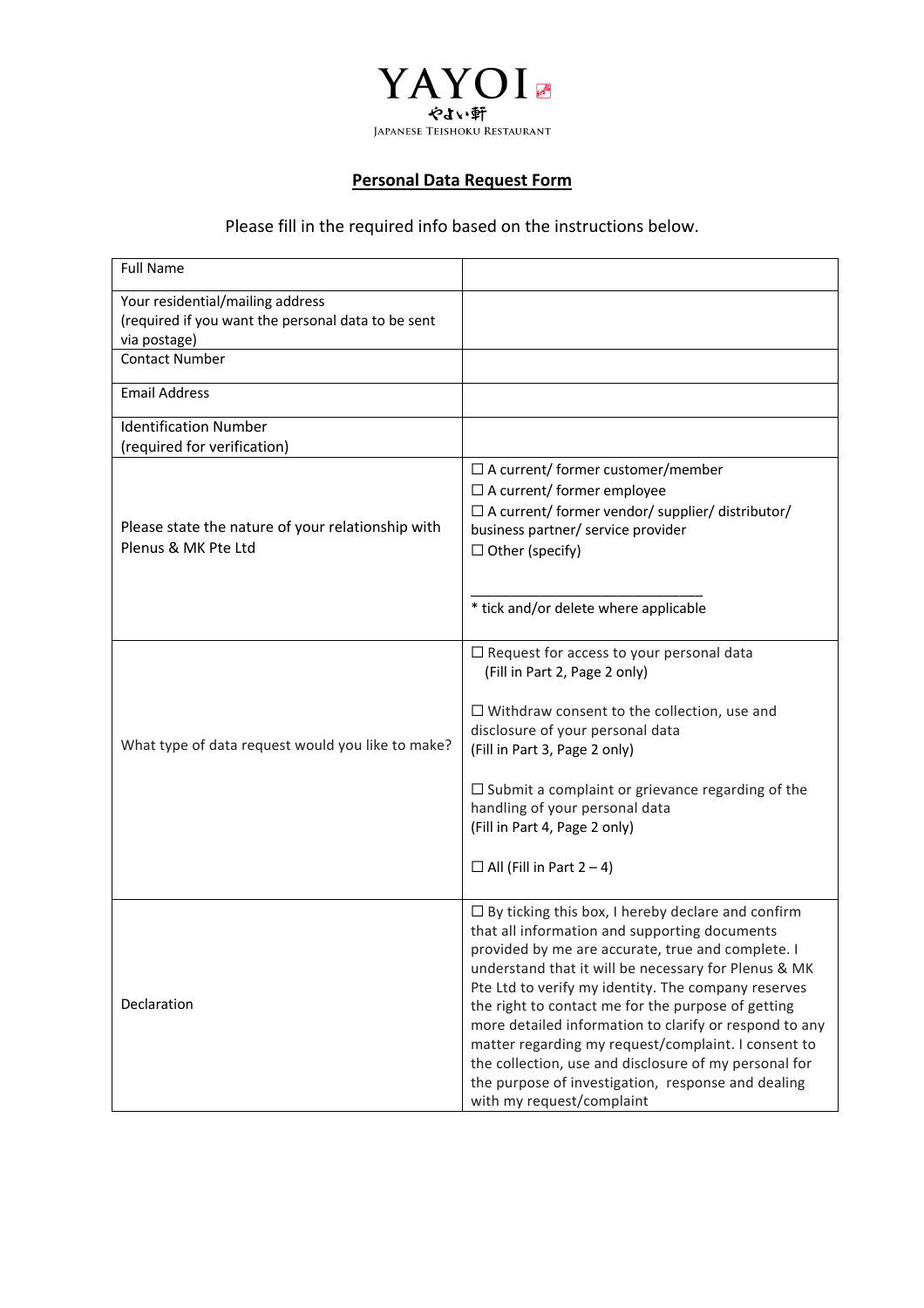YAYOI
やよい軒
JAPANESE TEISHOKU RESTAURANT

## **Personal Data Request Form**

Please fill in the required info based on the instructions below.

| Full Name | |
|---|---|
| Your residential/mailing address (required if you want the personal data to be sent via postage) | |
| Contact Number | |
| Email Address | |
| Identification Number (required for verification) | |
| Please state the nature of your relationship with Plenus & MK Pte Ltd | ☐ A current/ former customer/member<br>☐ A current/ former employee<br>☐ A current/ former vendor/ supplier/ distributor/ business partner/ service provider<br>☐ Other (specify)<br><br>_____________________________<br>* tick and/or delete where applicable |
| What type of data request would you like to make? | ☐ Request for access to your personal data (Fill in Part 2, Page 2 only)<br><br>☐ Withdraw consent to the collection, use and disclosure of your personal data (Fill in Part 3, Page 2 only)<br><br>☐ Submit a complaint or grievance regarding of the handling of your personal data (Fill in Part 4, Page 2 only)<br><br>☐ All (Fill in Part 2 – 4) |
| Declaration | ☐ By ticking this box, I hereby declare and confirm that all information and supporting documents provided by me are accurate, true and complete. I understand that it will be necessary for Plenus & MK Pte Ltd to verify my identity. The company reserves the right to contact me for the purpose of getting more detailed information to clarify or respond to any matter regarding my request/complaint. I consent to the collection, use and disclosure of my personal for the purpose of investigation, response and dealing with my request/complaint |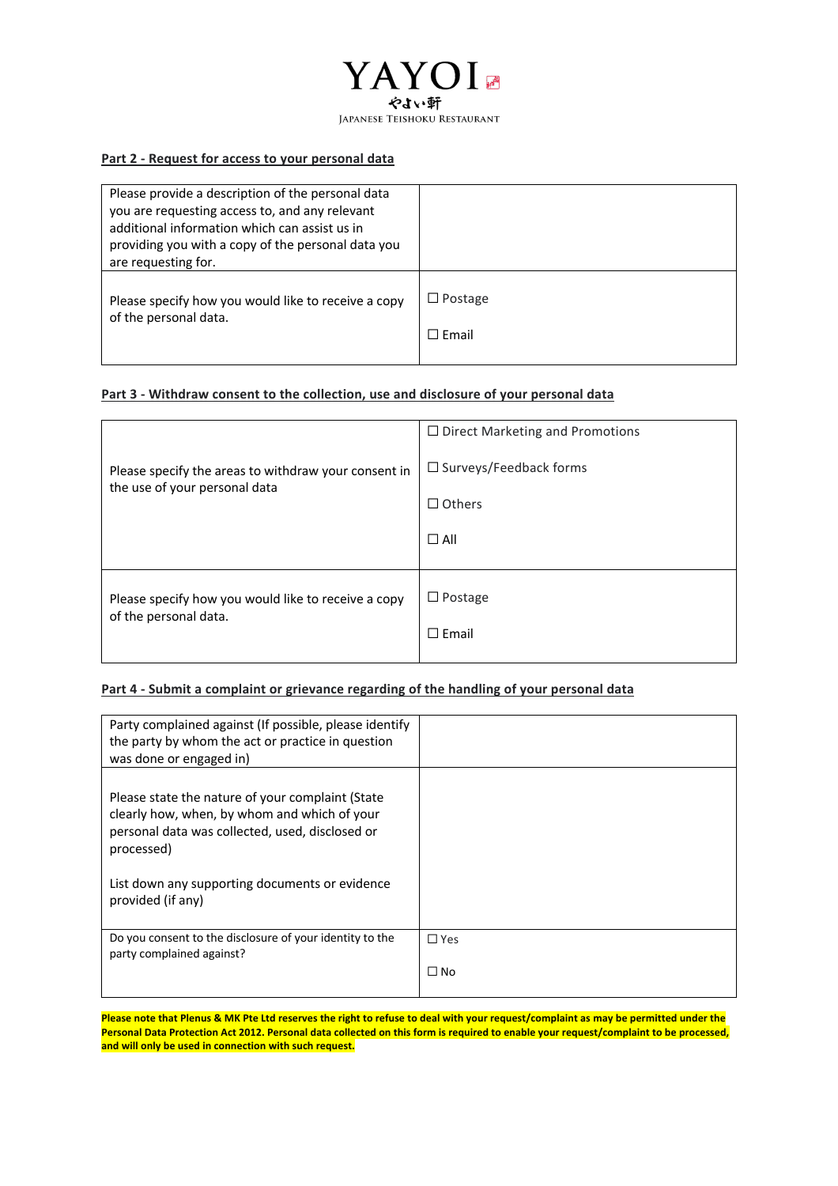YAYOI

やよい軒

JAPANESE TEISHOKU RESTAURANT

**Part 2 - Request for access to your personal data**

| | |
|---|---|
| Please provide a description of the personal data you are requesting access to, and any relevant additional information which can assist us in providing you with a copy of the personal data you are requesting for. | |
| Please specify how you would like to receive a copy of the personal data. | ☐ Postage<br><br>☐ Email |

**Part 3 - Withdraw consent to the collection, use and disclosure of your personal data**

| | |
|---|---|
| Please specify the areas to withdraw your consent in the use of your personal data | ☐ Direct Marketing and Promotions<br><br>☐ Surveys/Feedback forms<br><br>☐ Others<br><br>☐ All |
| Please specify how you would like to receive a copy of the personal data. | ☐ Postage<br><br>☐ Email |

**Part 4 - Submit a complaint or grievance regarding of the handling of your personal data**

| | |
|---|---|
| Party complained against (If possible, please identify the party by whom the act or practice in question was done or engaged in) | |
| Please state the nature of your complaint (State clearly how, when, by whom and which of your personal data was collected, used, disclosed or processed)<br><br>List down any supporting documents or evidence provided (if any) | |
| Do you consent to the disclosure of your identity to the party complained against? | ☐ Yes<br><br>☐ No |

**Please note that Plenus & MK Pte Ltd reserves the right to refuse to deal with your request/complaint as may be permitted under the Personal Data Protection Act 2012. Personal data collected on this form is required to enable your request/complaint to be processed, and will only be used in connection with such request.**